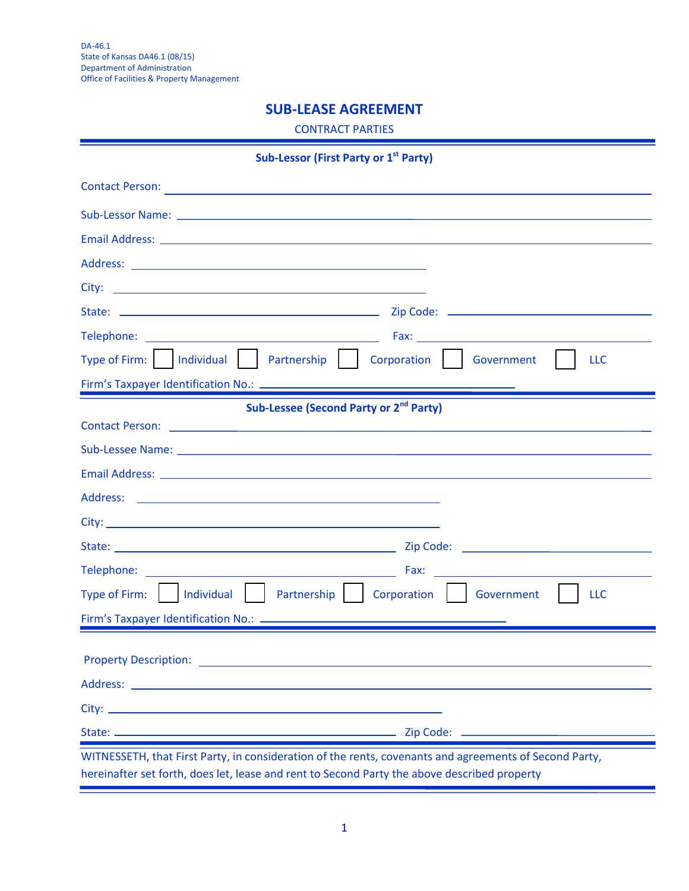DA-46.1
State of Kansas DA46.1 (08/15)
Department of Administration
Office of Facilities & Property Management

# SUB-LEASE AGREEMENT

CONTRACT PARTIES

## Sub-Lessor (First Party or 1st Party)

Contact Person: ______________________________

Sub-Lessor Name: ______________________________

Email Address: ______________________________

Address: ______________________________

City: ______________________________

State: ______________________ Zip Code: ______________________

Telephone: ______________________ Fax: ______________________

Type of Firm: ☐ Individual ☐ Partnership ☐ Corporation ☐ Government ☐ LLC

Firm's Taxpayer Identification No.: ______________________________

## Sub-Lessee (Second Party or 2nd Party)

Contact Person: ______________________________

Sub-Lessee Name: ______________________________

Email Address: ______________________________

Address: ______________________________

City: ______________________________

State: ______________________ Zip Code: ______________________

Telephone: ______________________ Fax: ______________________

Type of Firm: ☐ Individual ☐ Partnership ☐ Corporation ☐ Government ☐ LLC

Firm's Taxpayer Identification No.: ______________________________

Property Description: ______________________________

Address: ______________________________

City: ______________________________

State: ______________________ Zip Code: ______________________

WITNESSETH, that First Party, in consideration of the rents, covenants and agreements of Second Party, hereinafter set forth, does let, lease and rent to Second Party the above described property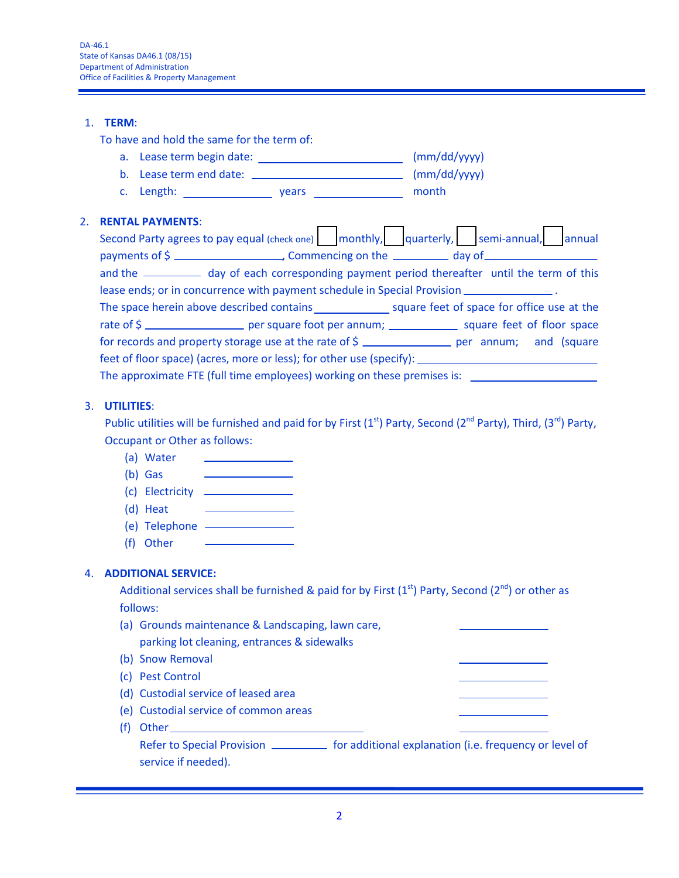1. **TERM**:

   To have and hold the same for the term of:

   a. Lease term begin date: ________________________ (mm/dd/yyyy)

   b. Lease term end date: __________________________ (mm/dd/yyyy)

   c. Length: ______________ years ______________ month

2. **RENTAL PAYMENTS**:

   Second Party agrees to pay equal (check one) ☐ monthly, ☐ quarterly, ☐ semi-annual, ☐ annual payments of $ __________________, Commencing on the __________ day of __________________ and the __________ day of each corresponding payment period thereafter until the term of this lease ends; or in concurrence with payment schedule in Special Provision ______________ .

   The space herein above described contains ____________ square feet of space for office use at the rate of $ ________________ per square foot per annum; ____________ square feet of floor space for records and property storage use at the rate of $ ______________ per annum; and (square feet of floor space) (acres, more or less); for other use (specify): ____________________________

   The approximate FTE (full time employees) working on these premises is: ____________________

3. **UTILITIES**:

   Public utilities will be furnished and paid for by First (1st) Party, Second (2nd Party), Third, (3rd) Party, Occupant or Other as follows:

   (a) Water ______________

   (b) Gas ______________

   (c) Electricity ______________

   (d) Heat ______________

   (e) Telephone ______________

   (f) Other ______________

4. **ADDITIONAL SERVICE:**

   Additional services shall be furnished & paid for by First (1st) Party, Second (2nd) or other as follows:

   (a) Grounds maintenance & Landscaping, lawn care, parking lot cleaning, entrances & sidewalks ______________

   (b) Snow Removal ______________

   (c) Pest Control ______________

   (d) Custodial service of leased area ______________

   (e) Custodial service of common areas ______________

   (f) Other ______________________________ ______________

   Refer to Special Provision __________ for additional explanation (i.e. frequency or level of service if needed).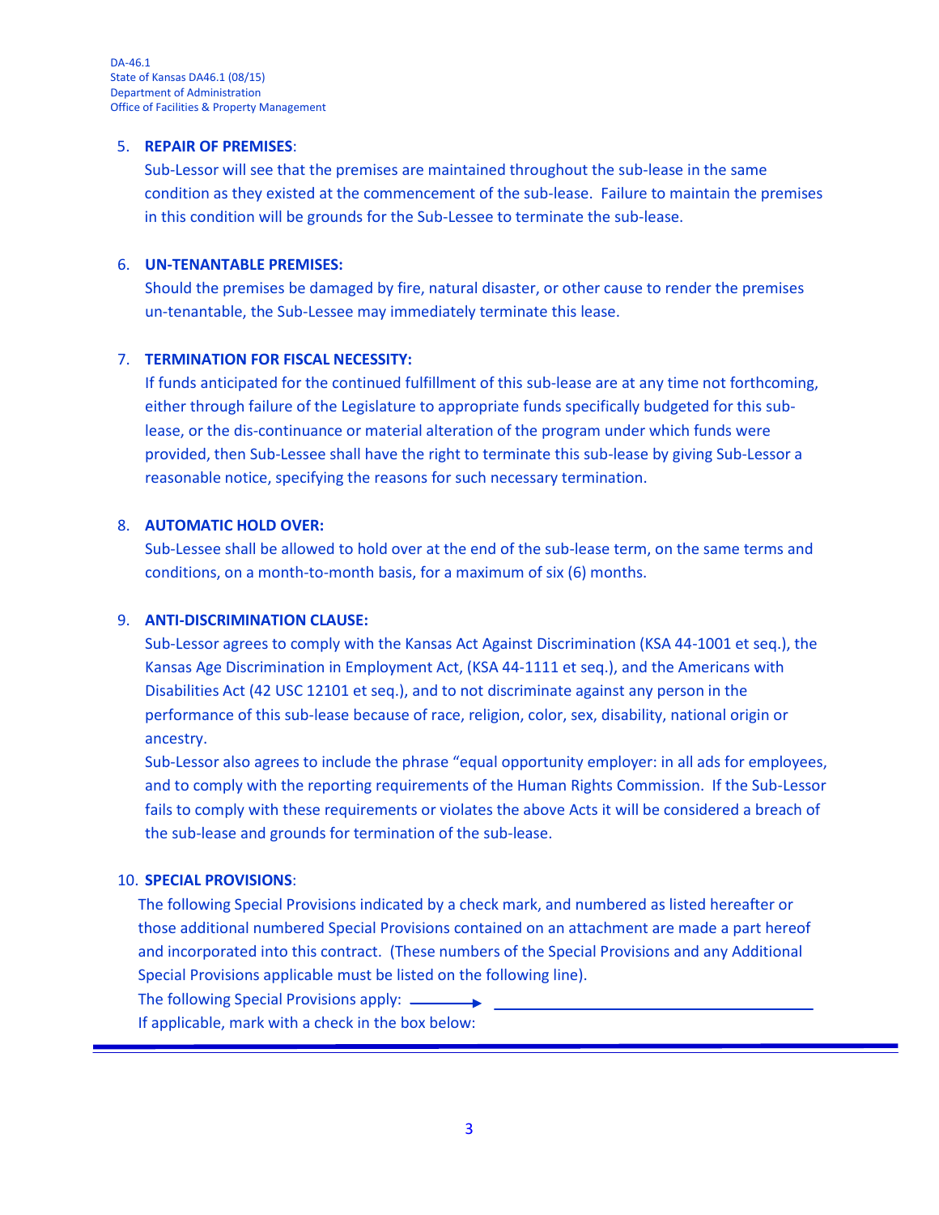DA-46.1
State of Kansas DA46.1 (08/15)
Department of Administration
Office of Facilities & Property Management

5. **REPAIR OF PREMISES**:
   Sub-Lessor will see that the premises are maintained throughout the sub-lease in the same condition as they existed at the commencement of the sub-lease. Failure to maintain the premises in this condition will be grounds for the Sub-Lessee to terminate the sub-lease.

6. **UN-TENANTABLE PREMISES:**
   Should the premises be damaged by fire, natural disaster, or other cause to render the premises un-tenantable, the Sub-Lessee may immediately terminate this lease.

7. **TERMINATION FOR FISCAL NECESSITY:**
   If funds anticipated for the continued fulfillment of this sub-lease are at any time not forthcoming, either through failure of the Legislature to appropriate funds specifically budgeted for this sub-lease, or the dis-continuance or material alteration of the program under which funds were provided, then Sub-Lessee shall have the right to terminate this sub-lease by giving Sub-Lessor a reasonable notice, specifying the reasons for such necessary termination.

8. **AUTOMATIC HOLD OVER:**
   Sub-Lessee shall be allowed to hold over at the end of the sub-lease term, on the same terms and conditions, on a month-to-month basis, for a maximum of six (6) months.

9. **ANTI-DISCRIMINATION CLAUSE:**
   Sub-Lessor agrees to comply with the Kansas Act Against Discrimination (KSA 44-1001 et seq.), the Kansas Age Discrimination in Employment Act, (KSA 44-1111 et seq.), and the Americans with Disabilities Act (42 USC 12101 et seq.), and to not discriminate against any person in the performance of this sub-lease because of race, religion, color, sex, disability, national origin or ancestry.
   Sub-Lessor also agrees to include the phrase "equal opportunity employer: in all ads for employees, and to comply with the reporting requirements of the Human Rights Commission. If the Sub-Lessor fails to comply with these requirements or violates the above Acts it will be considered a breach of the sub-lease and grounds for termination of the sub-lease.

10. **SPECIAL PROVISIONS**:
    The following Special Provisions indicated by a check mark, and numbered as listed hereafter or those additional numbered Special Provisions contained on an attachment are made a part hereof and incorporated into this contract. (These numbers of the Special Provisions and any Additional Special Provisions applicable must be listed on the following line).
    The following Special Provisions apply: ⟶ ________________________________
    If applicable, mark with a check in the box below: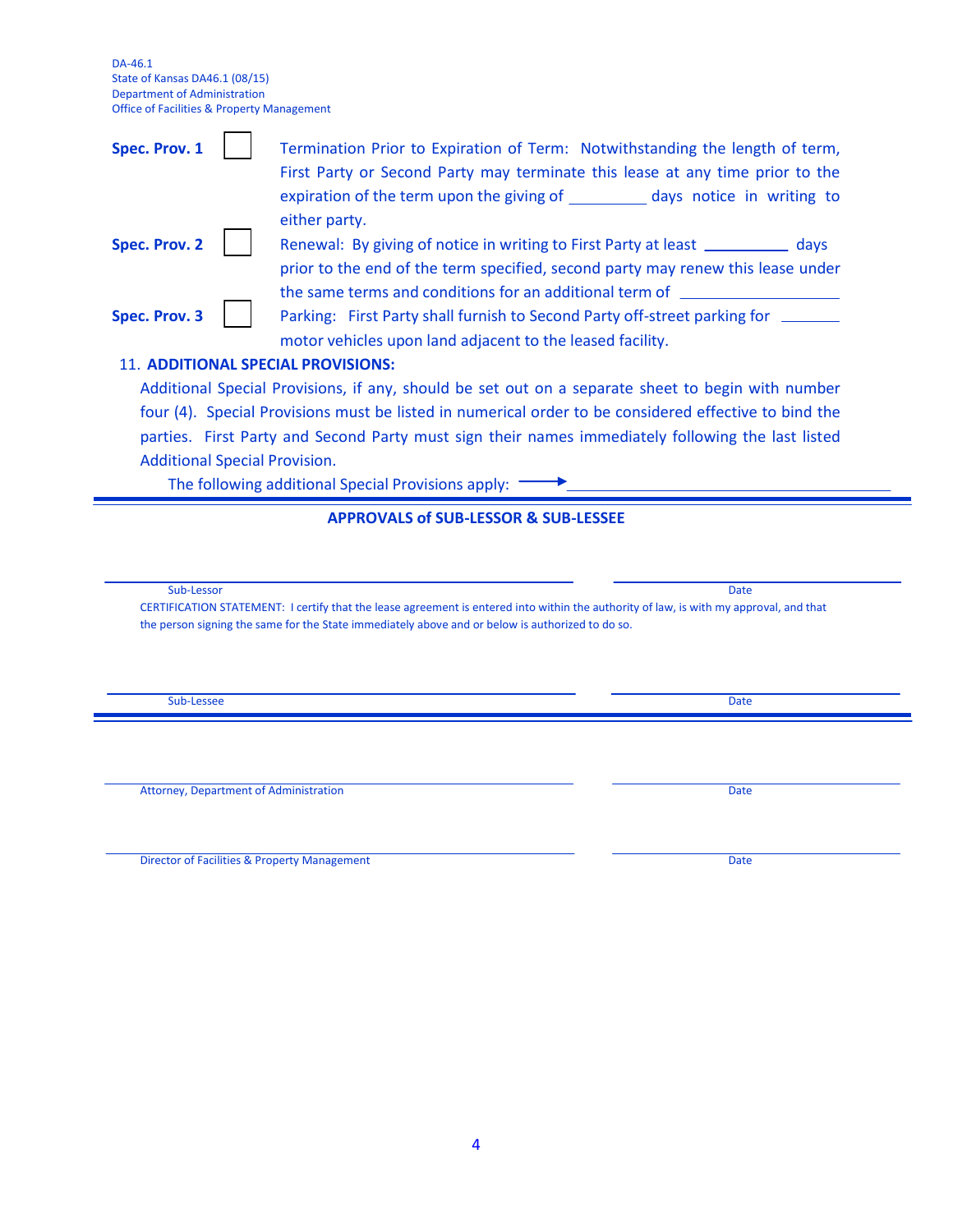DA-46.1
State of Kansas DA46.1 (08/15)
Department of Administration
Office of Facilities & Property Management

**Spec. Prov. 1** ☐ Termination Prior to Expiration of Term: Notwithstanding the length of term, First Party or Second Party may terminate this lease at any time prior to the expiration of the term upon the giving of _________ days notice in writing to either party.

**Spec. Prov. 2** ☐ Renewal: By giving of notice in writing to First Party at least __________ days prior to the end of the term specified, second party may renew this lease under the same terms and conditions for an additional term of __________________

**Spec. Prov. 3** ☐ Parking: First Party shall furnish to Second Party off-street parking for _______ motor vehicles upon land adjacent to the leased facility.

11. **ADDITIONAL SPECIAL PROVISIONS:**

Additional Special Provisions, if any, should be set out on a separate sheet to begin with number four (4). Special Provisions must be listed in numerical order to be considered effective to bind the parties. First Party and Second Party must sign their names immediately following the last listed Additional Special Provision.

The following additional Special Provisions apply: ⟶ ________________________________________

**APPROVALS of SUB-LESSOR & SUB-LESSEE**

______________________________________________ ______________________

Sub-Lessor Date

CERTIFICATION STATEMENT: I certify that the lease agreement is entered into within the authority of law, is with my approval, and that the person signing the same for the State immediately above and or below is authorized to do so.

______________________________________________ ______________________

Sub-Lessee Date

______________________________________________ ______________________

Attorney, Department of Administration Date

______________________________________________ ______________________

Director of Facilities & Property Management Date